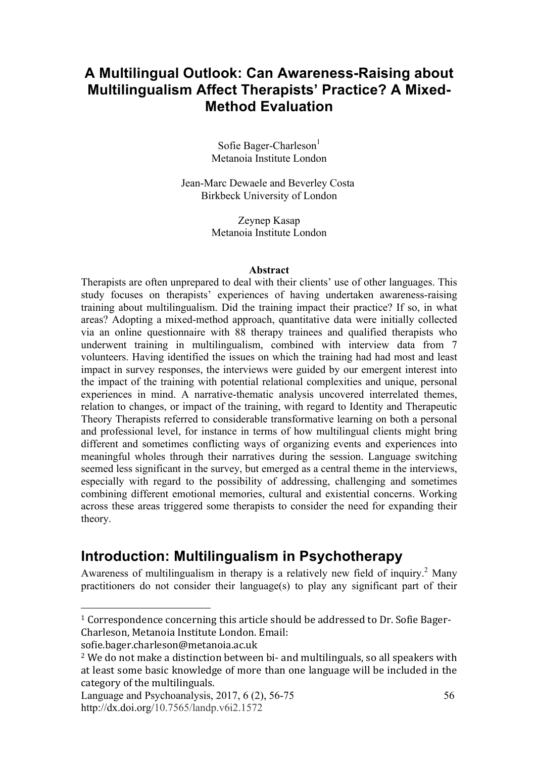# A Multilingual Outlook: Can Awareness-Raising about Multilingualism Affect Therapists' Practice? A Mixed-Method Evaluation

Sofie Bager-Charleson[1]
Metanoia Institute London

Jean-Marc Dewaele and Beverley Costa
Birkbeck University of London

Zeynep Kasap
Metanoia Institute London

**Abstract**

Therapists are often unprepared to deal with their clients' use of other languages. This study focuses on therapists' experiences of having undertaken awareness-raising training about multilingualism. Did the training impact their practice? If so, in what areas? Adopting a mixed-method approach, quantitative data were initially collected via an online questionnaire with 88 therapy trainees and qualified therapists who underwent training in multilingualism, combined with interview data from 7 volunteers. Having identified the issues on which the training had had most and least impact in survey responses, the interviews were guided by our emergent interest into the impact of the training with potential relational complexities and unique, personal experiences in mind. A narrative-thematic analysis uncovered interrelated themes, relation to changes, or impact of the training, with regard to Identity and Therapeutic Theory Therapists referred to considerable transformative learning on both a personal and professional level, for instance in terms of how multilingual clients might bring different and sometimes conflicting ways of organizing events and experiences into meaningful wholes through their narratives during the session. Language switching seemed less significant in the survey, but emerged as a central theme in the interviews, especially with regard to the possibility of addressing, challenging and sometimes combining different emotional memories, cultural and existential concerns. Working across these areas triggered some therapists to consider the need for expanding their theory.

## Introduction: Multilingualism in Psychotherapy

Awareness of multilingualism in therapy is a relatively new field of inquiry.[2] Many practitioners do not consider their language(s) to play any significant part of their

---

[1] Correspondence concerning this article should be addressed to Dr. Sofie Bager-Charleson, Metanoia Institute London. Email: sofie.bager.charleson@metanoia.ac.uk

[2] We do not make a distinction between bi- and multilinguals, so all speakers with at least some basic knowledge of more than one language will be included in the category of the multilinguals.

Language and Psychoanalysis, 2017, 6 (2), 56-75
http://dx.doi.org/10.7565/landp.v6i2.1572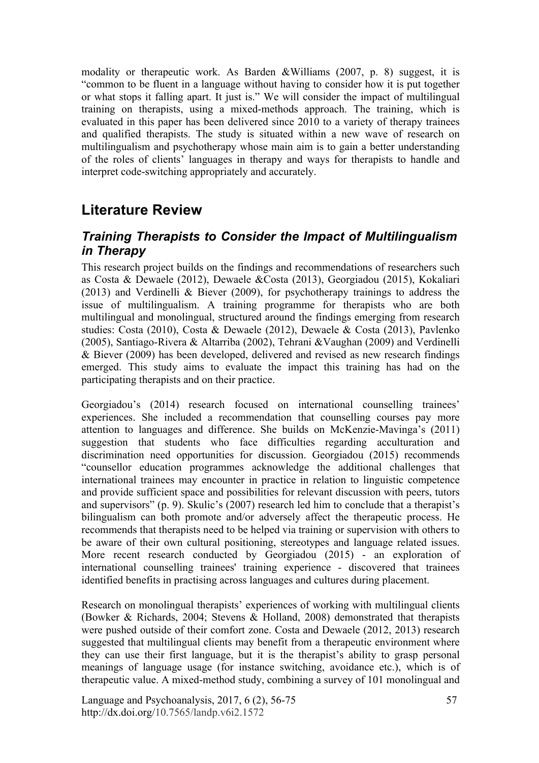modality or therapeutic work. As Barden &Williams (2007, p. 8) suggest, it is "common to be fluent in a language without having to consider how it is put together or what stops it falling apart. It just is." We will consider the impact of multilingual training on therapists, using a mixed-methods approach. The training, which is evaluated in this paper has been delivered since 2010 to a variety of therapy trainees and qualified therapists. The study is situated within a new wave of research on multilingualism and psychotherapy whose main aim is to gain a better understanding of the roles of clients' languages in therapy and ways for therapists to handle and interpret code-switching appropriately and accurately.

## Literature Review

### *Training Therapists to Consider the Impact of Multilingualism in Therapy*

This research project builds on the findings and recommendations of researchers such as Costa & Dewaele (2012), Dewaele &Costa (2013), Georgiadou (2015), Kokaliari (2013) and Verdinelli & Biever (2009), for psychotherapy trainings to address the issue of multilingualism. A training programme for therapists who are both multilingual and monolingual, structured around the findings emerging from research studies: Costa (2010), Costa & Dewaele (2012), Dewaele & Costa (2013), Pavlenko (2005), Santiago-Rivera & Altarriba (2002), Tehrani &Vaughan (2009) and Verdinelli & Biever (2009) has been developed, delivered and revised as new research findings emerged. This study aims to evaluate the impact this training has had on the participating therapists and on their practice.

Georgiadou's (2014) research focused on international counselling trainees' experiences. She included a recommendation that counselling courses pay more attention to languages and difference. She builds on McKenzie-Mavinga's (2011) suggestion that students who face difficulties regarding acculturation and discrimination need opportunities for discussion. Georgiadou (2015) recommends "counsellor education programmes acknowledge the additional challenges that international trainees may encounter in practice in relation to linguistic competence and provide sufficient space and possibilities for relevant discussion with peers, tutors and supervisors" (p. 9). Skulic's (2007) research led him to conclude that a therapist's bilingualism can both promote and/or adversely affect the therapeutic process. He recommends that therapists need to be helped via training or supervision with others to be aware of their own cultural positioning, stereotypes and language related issues. More recent research conducted by Georgiadou (2015) - an exploration of international counselling trainees' training experience - discovered that trainees identified benefits in practising across languages and cultures during placement.

Research on monolingual therapists' experiences of working with multilingual clients (Bowker & Richards, 2004; Stevens & Holland, 2008) demonstrated that therapists were pushed outside of their comfort zone. Costa and Dewaele (2012, 2013) research suggested that multilingual clients may benefit from a therapeutic environment where they can use their first language, but it is the therapist's ability to grasp personal meanings of language usage (for instance switching, avoidance etc.), which is of therapeutic value. A mixed-method study, combining a survey of 101 monolingual and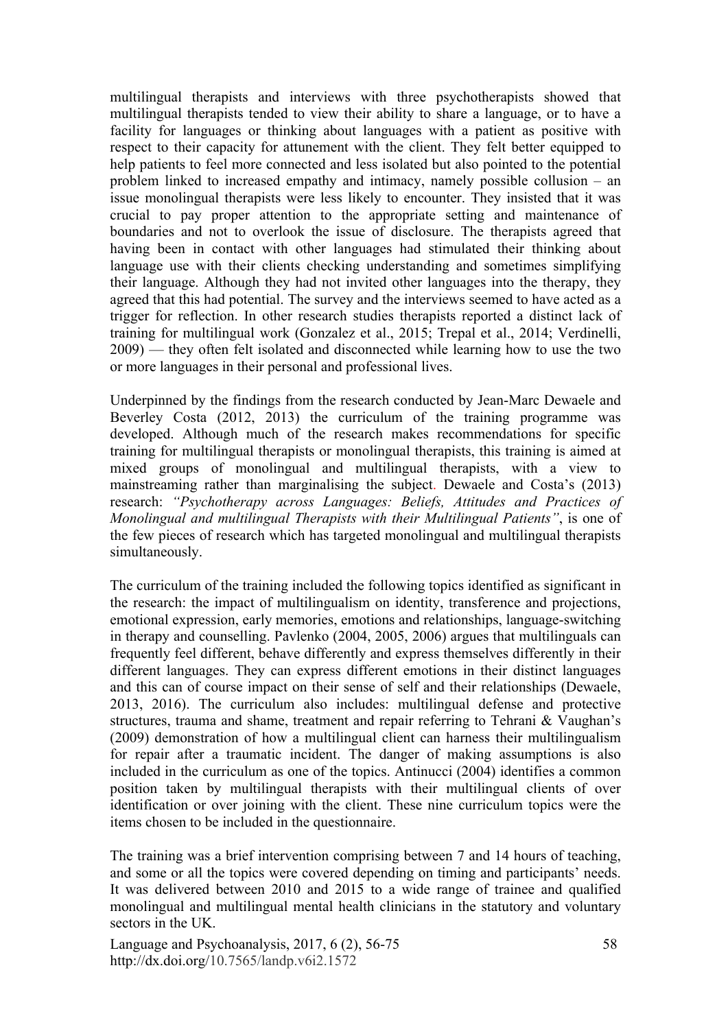multilingual therapists and interviews with three psychotherapists showed that multilingual therapists tended to view their ability to share a language, or to have a facility for languages or thinking about languages with a patient as positive with respect to their capacity for attunement with the client. They felt better equipped to help patients to feel more connected and less isolated but also pointed to the potential problem linked to increased empathy and intimacy, namely possible collusion – an issue monolingual therapists were less likely to encounter. They insisted that it was crucial to pay proper attention to the appropriate setting and maintenance of boundaries and not to overlook the issue of disclosure. The therapists agreed that having been in contact with other languages had stimulated their thinking about language use with their clients checking understanding and sometimes simplifying their language. Although they had not invited other languages into the therapy, they agreed that this had potential. The survey and the interviews seemed to have acted as a trigger for reflection. In other research studies therapists reported a distinct lack of training for multilingual work (Gonzalez et al., 2015; Trepal et al., 2014; Verdinelli, 2009) — they often felt isolated and disconnected while learning how to use the two or more languages in their personal and professional lives.

Underpinned by the findings from the research conducted by Jean-Marc Dewaele and Beverley Costa (2012, 2013) the curriculum of the training programme was developed. Although much of the research makes recommendations for specific training for multilingual therapists or monolingual therapists, this training is aimed at mixed groups of monolingual and multilingual therapists, with a view to mainstreaming rather than marginalising the subject. Dewaele and Costa's (2013) research: *"Psychotherapy across Languages: Beliefs, Attitudes and Practices of Monolingual and multilingual Therapists with their Multilingual Patients"*, is one of the few pieces of research which has targeted monolingual and multilingual therapists simultaneously.

The curriculum of the training included the following topics identified as significant in the research: the impact of multilingualism on identity, transference and projections, emotional expression, early memories, emotions and relationships, language-switching in therapy and counselling. Pavlenko (2004, 2005, 2006) argues that multilinguals can frequently feel different, behave differently and express themselves differently in their different languages. They can express different emotions in their distinct languages and this can of course impact on their sense of self and their relationships (Dewaele, 2013, 2016). The curriculum also includes: multilingual defense and protective structures, trauma and shame, treatment and repair referring to Tehrani & Vaughan's (2009) demonstration of how a multilingual client can harness their multilingualism for repair after a traumatic incident. The danger of making assumptions is also included in the curriculum as one of the topics. Antinucci (2004) identifies a common position taken by multilingual therapists with their multilingual clients of over identification or over joining with the client. These nine curriculum topics were the items chosen to be included in the questionnaire.

The training was a brief intervention comprising between 7 and 14 hours of teaching, and some or all the topics were covered depending on timing and participants' needs. It was delivered between 2010 and 2015 to a wide range of trainee and qualified monolingual and multilingual mental health clinicians in the statutory and voluntary sectors in the UK.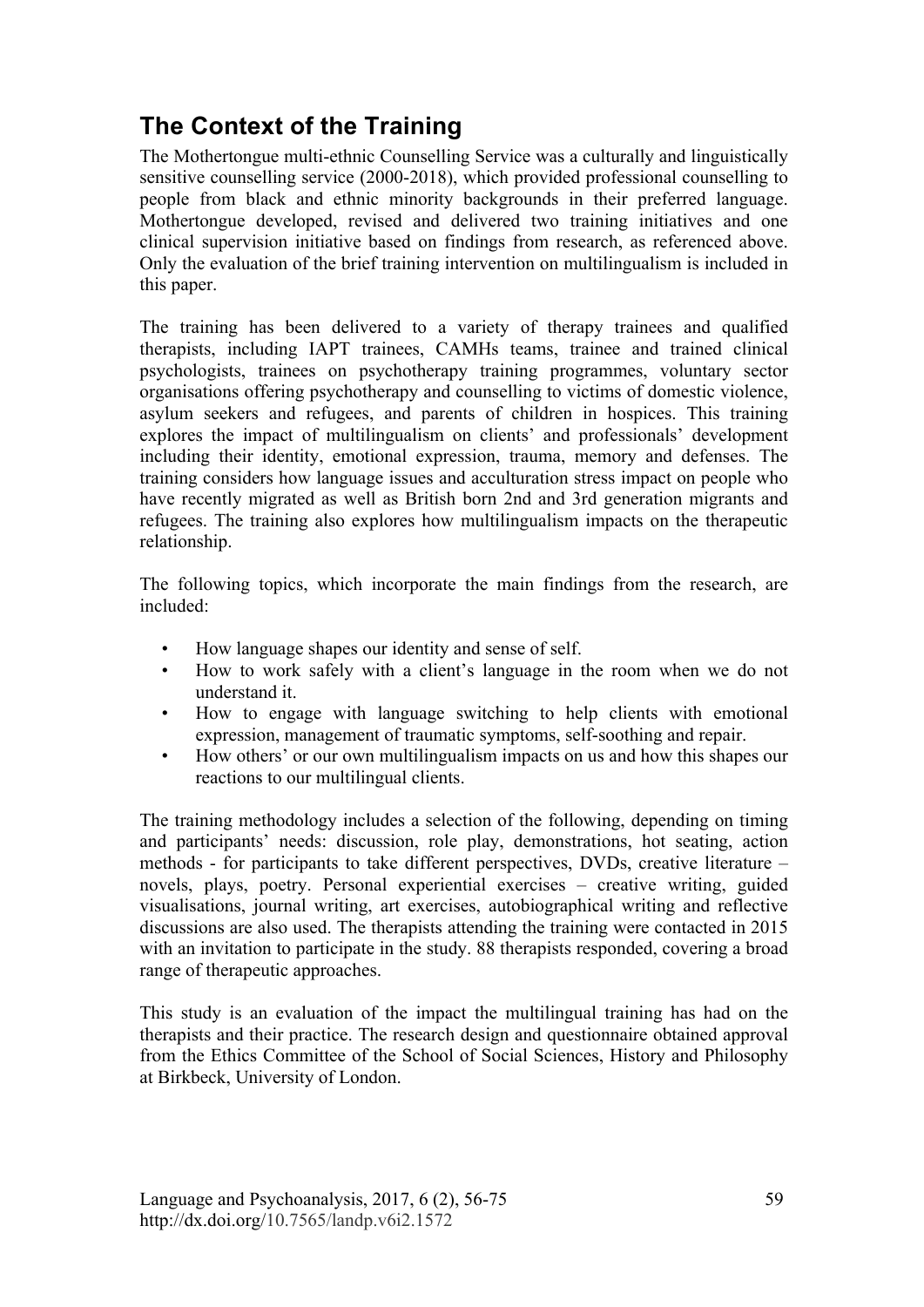## The Context of the Training

The Mothertongue multi-ethnic Counselling Service was a culturally and linguistically sensitive counselling service (2000-2018), which provided professional counselling to people from black and ethnic minority backgrounds in their preferred language. Mothertongue developed, revised and delivered two training initiatives and one clinical supervision initiative based on findings from research, as referenced above. Only the evaluation of the brief training intervention on multilingualism is included in this paper.

The training has been delivered to a variety of therapy trainees and qualified therapists, including IAPT trainees, CAMHs teams, trainee and trained clinical psychologists, trainees on psychotherapy training programmes, voluntary sector organisations offering psychotherapy and counselling to victims of domestic violence, asylum seekers and refugees, and parents of children in hospices. This training explores the impact of multilingualism on clients' and professionals' development including their identity, emotional expression, trauma, memory and defenses. The training considers how language issues and acculturation stress impact on people who have recently migrated as well as British born 2nd and 3rd generation migrants and refugees. The training also explores how multilingualism impacts on the therapeutic relationship.

The following topics, which incorporate the main findings from the research, are included:

- How language shapes our identity and sense of self.
- How to work safely with a client's language in the room when we do not understand it.
- How to engage with language switching to help clients with emotional expression, management of traumatic symptoms, self-soothing and repair.
- How others' or our own multilingualism impacts on us and how this shapes our reactions to our multilingual clients.

The training methodology includes a selection of the following, depending on timing and participants' needs: discussion, role play, demonstrations, hot seating, action methods - for participants to take different perspectives, DVDs, creative literature – novels, plays, poetry. Personal experiential exercises – creative writing, guided visualisations, journal writing, art exercises, autobiographical writing and reflective discussions are also used. The therapists attending the training were contacted in 2015 with an invitation to participate in the study. 88 therapists responded, covering a broad range of therapeutic approaches.

This study is an evaluation of the impact the multilingual training has had on the therapists and their practice. The research design and questionnaire obtained approval from the Ethics Committee of the School of Social Sciences, History and Philosophy at Birkbeck, University of London.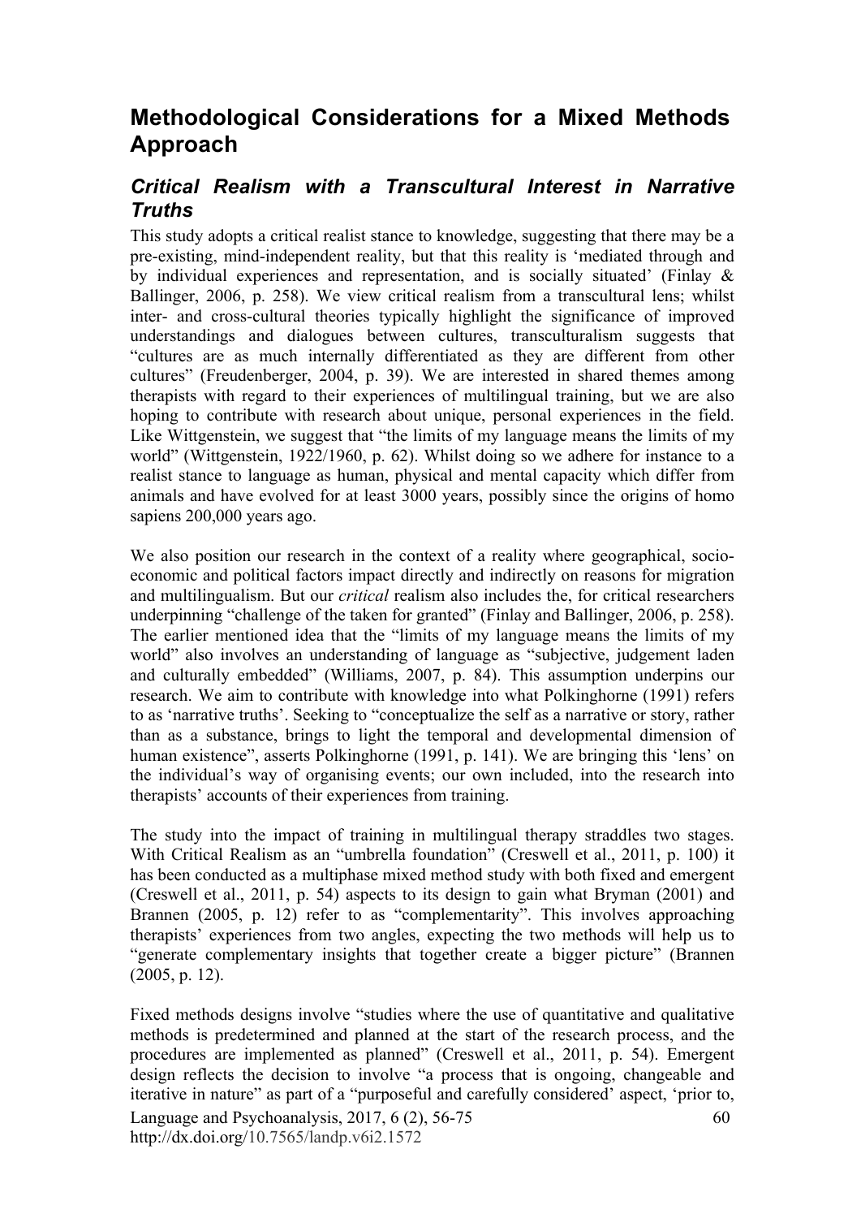## Methodological Considerations for a Mixed Methods Approach

### *Critical Realism with a Transcultural Interest in Narrative Truths*

This study adopts a critical realist stance to knowledge, suggesting that there may be a pre-existing, mind-independent reality, but that this reality is 'mediated through and by individual experiences and representation, and is socially situated' (Finlay & Ballinger, 2006, p. 258). We view critical realism from a transcultural lens; whilst inter- and cross-cultural theories typically highlight the significance of improved understandings and dialogues between cultures, transculturalism suggests that "cultures are as much internally differentiated as they are different from other cultures" (Freudenberger, 2004, p. 39). We are interested in shared themes among therapists with regard to their experiences of multilingual training, but we are also hoping to contribute with research about unique, personal experiences in the field. Like Wittgenstein, we suggest that "the limits of my language means the limits of my world" (Wittgenstein, 1922/1960, p. 62). Whilst doing so we adhere for instance to a realist stance to language as human, physical and mental capacity which differ from animals and have evolved for at least 3000 years, possibly since the origins of homo sapiens 200,000 years ago.

We also position our research in the context of a reality where geographical, socio-economic and political factors impact directly and indirectly on reasons for migration and multilingualism. But our *critical* realism also includes the, for critical researchers underpinning "challenge of the taken for granted" (Finlay and Ballinger, 2006, p. 258). The earlier mentioned idea that the "limits of my language means the limits of my world" also involves an understanding of language as "subjective, judgement laden and culturally embedded" (Williams, 2007, p. 84). This assumption underpins our research. We aim to contribute with knowledge into what Polkinghorne (1991) refers to as 'narrative truths'. Seeking to "conceptualize the self as a narrative or story, rather than as a substance, brings to light the temporal and developmental dimension of human existence", asserts Polkinghorne (1991, p. 141). We are bringing this 'lens' on the individual's way of organising events; our own included, into the research into therapists' accounts of their experiences from training.

The study into the impact of training in multilingual therapy straddles two stages. With Critical Realism as an "umbrella foundation" (Creswell et al., 2011, p. 100) it has been conducted as a multiphase mixed method study with both fixed and emergent (Creswell et al., 2011, p. 54) aspects to its design to gain what Bryman (2001) and Brannen (2005, p. 12) refer to as "complementarity". This involves approaching therapists' experiences from two angles, expecting the two methods will help us to "generate complementary insights that together create a bigger picture" (Brannen (2005, p. 12).

Fixed methods designs involve "studies where the use of quantitative and qualitative methods is predetermined and planned at the start of the research process, and the procedures are implemented as planned" (Creswell et al., 2011, p. 54). Emergent design reflects the decision to involve "a process that is ongoing, changeable and iterative in nature" as part of a "purposeful and carefully considered' aspect, 'prior to,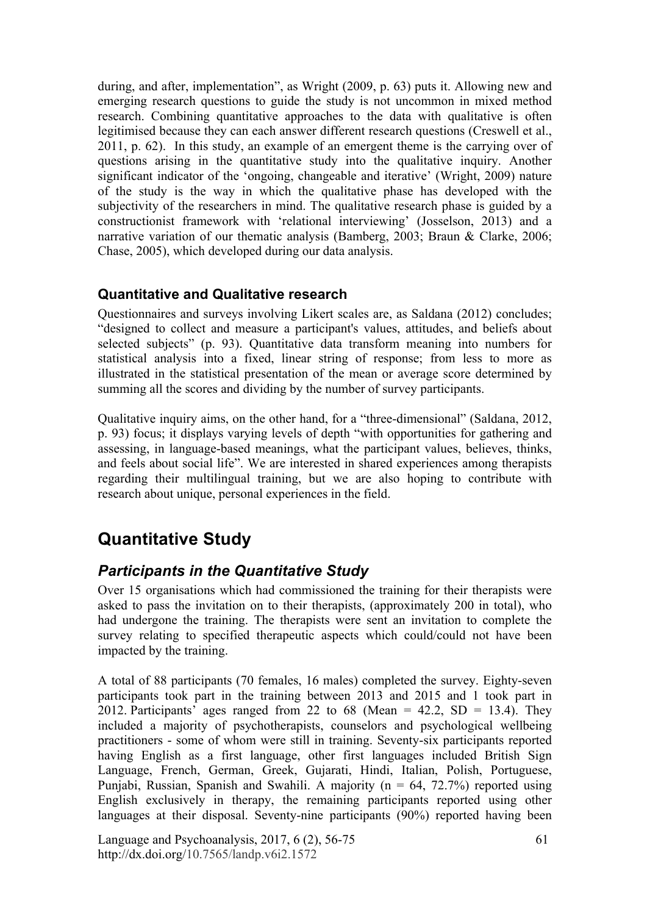during, and after, implementation", as Wright (2009, p. 63) puts it. Allowing new and emerging research questions to guide the study is not uncommon in mixed method research. Combining quantitative approaches to the data with qualitative is often legitimised because they can each answer different research questions (Creswell et al., 2011, p. 62). In this study, an example of an emergent theme is the carrying over of questions arising in the quantitative study into the qualitative inquiry. Another significant indicator of the 'ongoing, changeable and iterative' (Wright, 2009) nature of the study is the way in which the qualitative phase has developed with the subjectivity of the researchers in mind. The qualitative research phase is guided by a constructionist framework with 'relational interviewing' (Josselson, 2013) and a narrative variation of our thematic analysis (Bamberg, 2003; Braun & Clarke, 2006; Chase, 2005), which developed during our data analysis.

### Quantitative and Qualitative research

Questionnaires and surveys involving Likert scales are, as Saldana (2012) concludes; "designed to collect and measure a participant's values, attitudes, and beliefs about selected subjects" (p. 93). Quantitative data transform meaning into numbers for statistical analysis into a fixed, linear string of response; from less to more as illustrated in the statistical presentation of the mean or average score determined by summing all the scores and dividing by the number of survey participants.

Qualitative inquiry aims, on the other hand, for a "three-dimensional" (Saldana, 2012, p. 93) focus; it displays varying levels of depth "with opportunities for gathering and assessing, in language-based meanings, what the participant values, believes, thinks, and feels about social life". We are interested in shared experiences among therapists regarding their multilingual training, but we are also hoping to contribute with research about unique, personal experiences in the field.

## Quantitative Study

### *Participants in the Quantitative Study*

Over 15 organisations which had commissioned the training for their therapists were asked to pass the invitation on to their therapists, (approximately 200 in total), who had undergone the training. The therapists were sent an invitation to complete the survey relating to specified therapeutic aspects which could/could not have been impacted by the training.

A total of 88 participants (70 females, 16 males) completed the survey. Eighty-seven participants took part in the training between 2013 and 2015 and 1 took part in 2012. Participants' ages ranged from 22 to 68 (Mean = 42.2, SD = 13.4). They included a majority of psychotherapists, counselors and psychological wellbeing practitioners - some of whom were still in training. Seventy-six participants reported having English as a first language, other first languages included British Sign Language, French, German, Greek, Gujarati, Hindi, Italian, Polish, Portuguese, Punjabi, Russian, Spanish and Swahili. A majority (n = 64, 72.7%) reported using English exclusively in therapy, the remaining participants reported using other languages at their disposal. Seventy-nine participants (90%) reported having been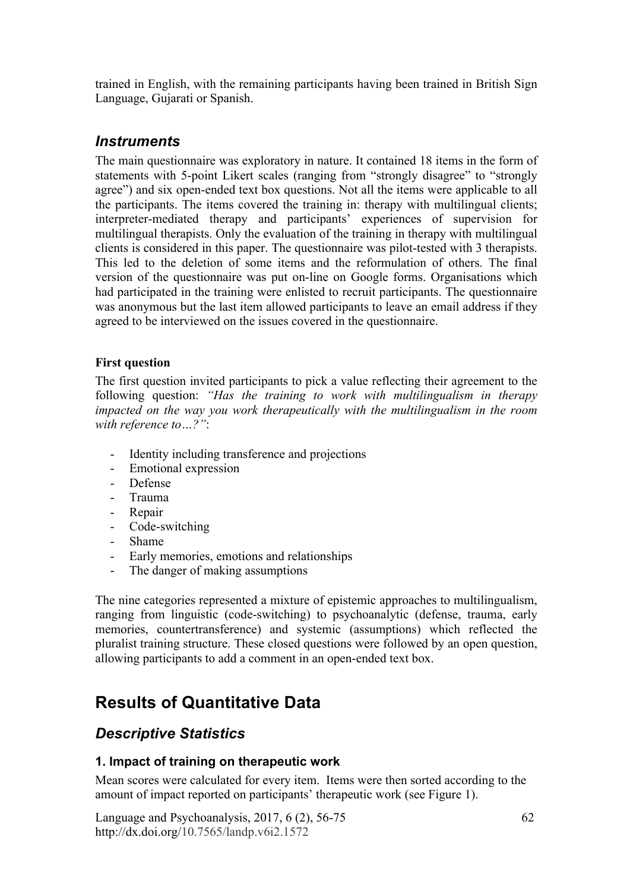trained in English, with the remaining participants having been trained in British Sign Language, Gujarati or Spanish.

## *Instruments*

The main questionnaire was exploratory in nature. It contained 18 items in the form of statements with 5-point Likert scales (ranging from "strongly disagree" to "strongly agree") and six open-ended text box questions. Not all the items were applicable to all the participants. The items covered the training in: therapy with multilingual clients; interpreter-mediated therapy and participants' experiences of supervision for multilingual therapists. Only the evaluation of the training in therapy with multilingual clients is considered in this paper. The questionnaire was pilot-tested with 3 therapists. This led to the deletion of some items and the reformulation of others. The final version of the questionnaire was put on-line on Google forms. Organisations which had participated in the training were enlisted to recruit participants. The questionnaire was anonymous but the last item allowed participants to leave an email address if they agreed to be interviewed on the issues covered in the questionnaire.

**First question**

The first question invited participants to pick a value reflecting their agreement to the following question: *"Has the training to work with multilingualism in therapy impacted on the way you work therapeutically with the multilingualism in the room with reference to…?"*:

- Identity including transference and projections
- Emotional expression
- Defense
- Trauma
- Repair
- Code-switching
- Shame
- Early memories, emotions and relationships
- The danger of making assumptions

The nine categories represented a mixture of epistemic approaches to multilingualism, ranging from linguistic (code-switching) to psychoanalytic (defense, trauma, early memories, countertransference) and systemic (assumptions) which reflected the pluralist training structure. These closed questions were followed by an open question, allowing participants to add a comment in an open-ended text box.

# Results of Quantitative Data

## *Descriptive Statistics*

### 1. Impact of training on therapeutic work

Mean scores were calculated for every item. Items were then sorted according to the amount of impact reported on participants' therapeutic work (see Figure 1).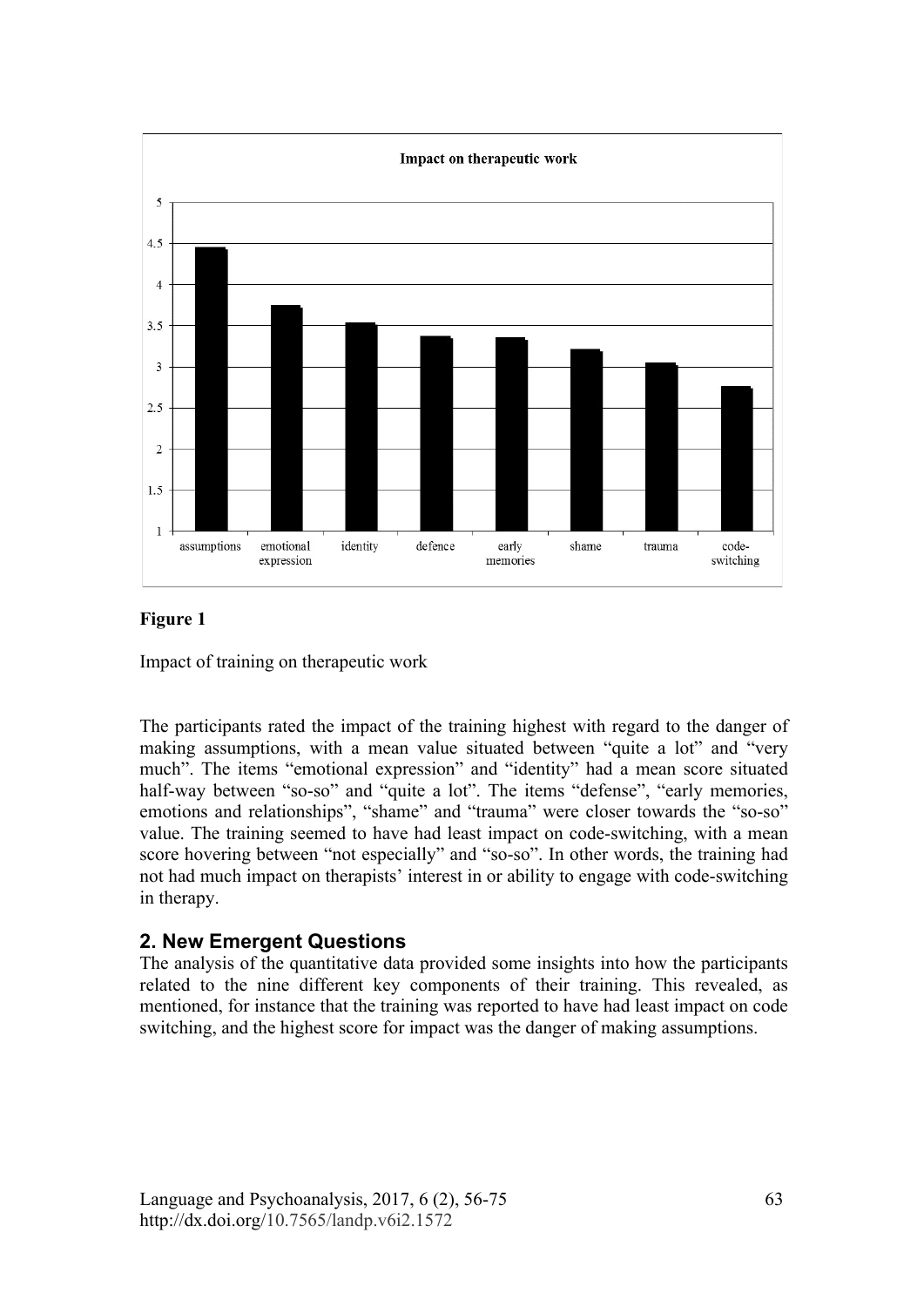**Figure 1**

Impact of training on therapeutic work

The participants rated the impact of the training highest with regard to the danger of making assumptions, with a mean value situated between "quite a lot" and "very much". The items "emotional expression" and "identity" had a mean score situated half-way between "so-so" and "quite a lot". The items "defense", "early memories, emotions and relationships", "shame" and "trauma" were closer towards the "so-so" value. The training seemed to have had least impact on code-switching, with a mean score hovering between "not especially" and "so-so". In other words, the training had not had much impact on therapists' interest in or ability to engage with code-switching in therapy.

## 2. New Emergent Questions

The analysis of the quantitative data provided some insights into how the participants related to the nine different key components of their training. This revealed, as mentioned, for instance that the training was reported to have had least impact on code switching, and the highest score for impact was the danger of making assumptions.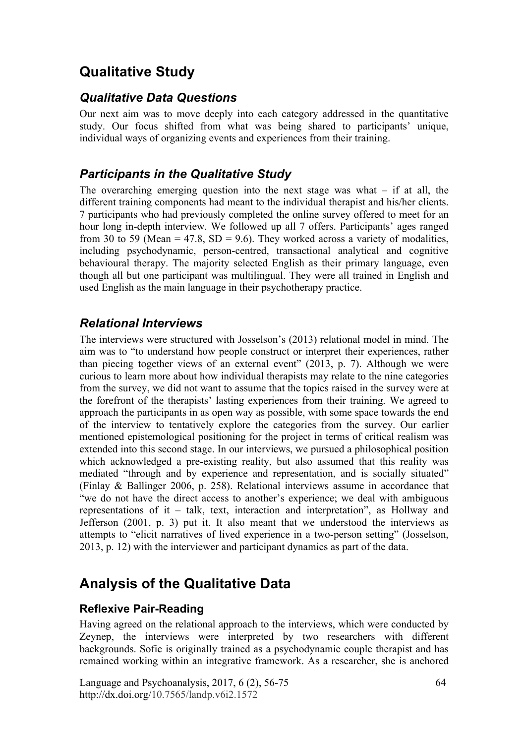## Qualitative Study

### *Qualitative Data Questions*

Our next aim was to move deeply into each category addressed in the quantitative study. Our focus shifted from what was being shared to participants' unique, individual ways of organizing events and experiences from their training.

### *Participants in the Qualitative Study*

The overarching emerging question into the next stage was what – if at all, the different training components had meant to the individual therapist and his/her clients. 7 participants who had previously completed the online survey offered to meet for an hour long in-depth interview. We followed up all 7 offers. Participants' ages ranged from 30 to 59 (Mean = 47.8, SD = 9.6). They worked across a variety of modalities, including psychodynamic, person-centred, transactional analytical and cognitive behavioural therapy. The majority selected English as their primary language, even though all but one participant was multilingual. They were all trained in English and used English as the main language in their psychotherapy practice.

### *Relational Interviews*

The interviews were structured with Josselson's (2013) relational model in mind. The aim was to "to understand how people construct or interpret their experiences, rather than piecing together views of an external event" (2013, p. 7). Although we were curious to learn more about how individual therapists may relate to the nine categories from the survey, we did not want to assume that the topics raised in the survey were at the forefront of the therapists' lasting experiences from their training. We agreed to approach the participants in as open way as possible, with some space towards the end of the interview to tentatively explore the categories from the survey. Our earlier mentioned epistemological positioning for the project in terms of critical realism was extended into this second stage. In our interviews, we pursued a philosophical position which acknowledged a pre-existing reality, but also assumed that this reality was mediated "through and by experience and representation, and is socially situated" (Finlay & Ballinger 2006, p. 258). Relational interviews assume in accordance that "we do not have the direct access to another's experience; we deal with ambiguous representations of it – talk, text, interaction and interpretation", as Hollway and Jefferson (2001, p. 3) put it. It also meant that we understood the interviews as attempts to "elicit narratives of lived experience in a two-person setting" (Josselson, 2013, p. 12) with the interviewer and participant dynamics as part of the data.

## Analysis of the Qualitative Data

### Reflexive Pair-Reading

Having agreed on the relational approach to the interviews, which were conducted by Zeynep, the interviews were interpreted by two researchers with different backgrounds. Sofie is originally trained as a psychodynamic couple therapist and has remained working within an integrative framework. As a researcher, she is anchored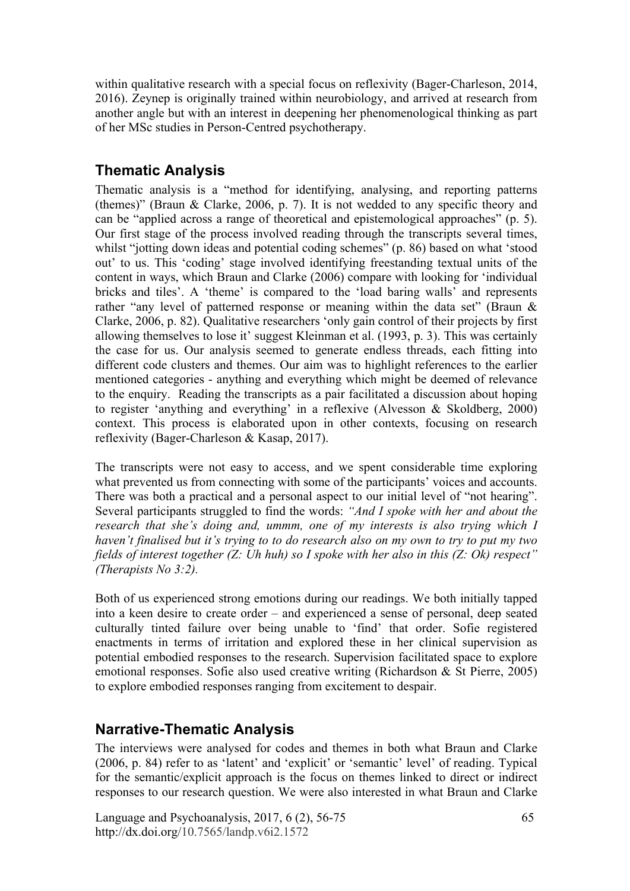within qualitative research with a special focus on reflexivity (Bager-Charleson, 2014, 2016). Zeynep is originally trained within neurobiology, and arrived at research from another angle but with an interest in deepening her phenomenological thinking as part of her MSc studies in Person-Centred psychotherapy.

## Thematic Analysis

Thematic analysis is a "method for identifying, analysing, and reporting patterns (themes)" (Braun & Clarke, 2006, p. 7). It is not wedded to any specific theory and can be "applied across a range of theoretical and epistemological approaches" (p. 5). Our first stage of the process involved reading through the transcripts several times, whilst "jotting down ideas and potential coding schemes" (p. 86) based on what 'stood out' to us. This 'coding' stage involved identifying freestanding textual units of the content in ways, which Braun and Clarke (2006) compare with looking for 'individual bricks and tiles'. A 'theme' is compared to the 'load baring walls' and represents rather "any level of patterned response or meaning within the data set" (Braun & Clarke, 2006, p. 82). Qualitative researchers 'only gain control of their projects by first allowing themselves to lose it' suggest Kleinman et al. (1993, p. 3). This was certainly the case for us. Our analysis seemed to generate endless threads, each fitting into different code clusters and themes. Our aim was to highlight references to the earlier mentioned categories - anything and everything which might be deemed of relevance to the enquiry. Reading the transcripts as a pair facilitated a discussion about hoping to register 'anything and everything' in a reflexive (Alvesson & Skoldberg, 2000) context. This process is elaborated upon in other contexts, focusing on research reflexivity (Bager-Charleson & Kasap, 2017).

The transcripts were not easy to access, and we spent considerable time exploring what prevented us from connecting with some of the participants' voices and accounts. There was both a practical and a personal aspect to our initial level of "not hearing". Several participants struggled to find the words: *"And I spoke with her and about the research that she's doing and, ummm, one of my interests is also trying which I haven't finalised but it's trying to to do research also on my own to try to put my two fields of interest together (Z: Uh huh) so I spoke with her also in this (Z: Ok) respect" (Therapists No 3:2).*

Both of us experienced strong emotions during our readings. We both initially tapped into a keen desire to create order – and experienced a sense of personal, deep seated culturally tinted failure over being unable to 'find' that order. Sofie registered enactments in terms of irritation and explored these in her clinical supervision as potential embodied responses to the research. Supervision facilitated space to explore emotional responses. Sofie also used creative writing (Richardson & St Pierre, 2005) to explore embodied responses ranging from excitement to despair.

## Narrative-Thematic Analysis

The interviews were analysed for codes and themes in both what Braun and Clarke (2006, p. 84) refer to as 'latent' and 'explicit' or 'semantic' level' of reading. Typical for the semantic/explicit approach is the focus on themes linked to direct or indirect responses to our research question. We were also interested in what Braun and Clarke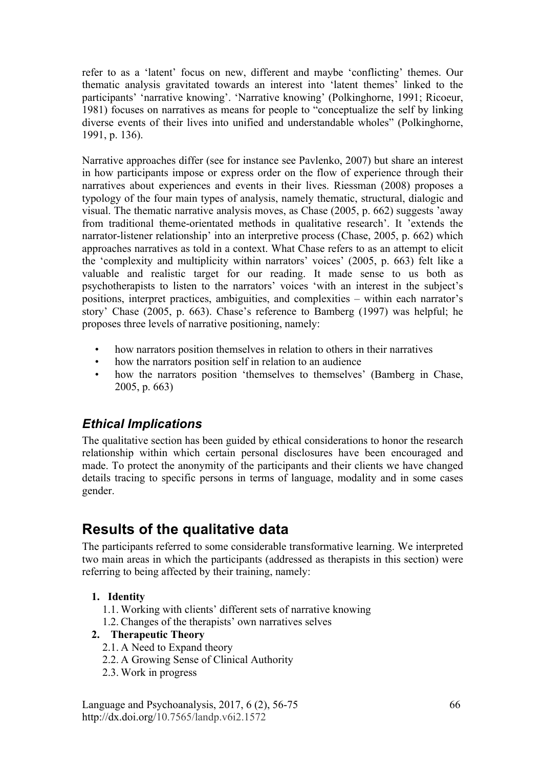refer to as a 'latent' focus on new, different and maybe 'conflicting' themes. Our thematic analysis gravitated towards an interest into 'latent themes' linked to the participants' 'narrative knowing'. 'Narrative knowing' (Polkinghorne, 1991; Ricoeur, 1981) focuses on narratives as means for people to "conceptualize the self by linking diverse events of their lives into unified and understandable wholes" (Polkinghorne, 1991, p. 136).

Narrative approaches differ (see for instance see Pavlenko, 2007) but share an interest in how participants impose or express order on the flow of experience through their narratives about experiences and events in their lives. Riessman (2008) proposes a typology of the four main types of analysis, namely thematic, structural, dialogic and visual. The thematic narrative analysis moves, as Chase (2005, p. 662) suggests 'away from traditional theme-orientated methods in qualitative research'. It 'extends the narrator-listener relationship' into an interpretive process (Chase, 2005, p. 662) which approaches narratives as told in a context. What Chase refers to as an attempt to elicit the 'complexity and multiplicity within narrators' voices' (2005, p. 663) felt like a valuable and realistic target for our reading. It made sense to us both as psychotherapists to listen to the narrators' voices 'with an interest in the subject's positions, interpret practices, ambiguities, and complexities – within each narrator's story' Chase (2005, p. 663). Chase's reference to Bamberg (1997) was helpful; he proposes three levels of narrative positioning, namely:

- how narrators position themselves in relation to others in their narratives
- how the narrators position self in relation to an audience
- how the narrators position 'themselves to themselves' (Bamberg in Chase, 2005, p. 663)

### *Ethical Implications*

The qualitative section has been guided by ethical considerations to honor the research relationship within which certain personal disclosures have been encouraged and made. To protect the anonymity of the participants and their clients we have changed details tracing to specific persons in terms of language, modality and in some cases gender.

## Results of the qualitative data

The participants referred to some considerable transformative learning. We interpreted two main areas in which the participants (addressed as therapists in this section) were referring to being affected by their training, namely:

1. **Identity**
   1.1. Working with clients' different sets of narrative knowing
   1.2. Changes of the therapists' own narratives selves
2. **Therapeutic Theory**
   2.1. A Need to Expand theory
   2.2. A Growing Sense of Clinical Authority
   2.3. Work in progress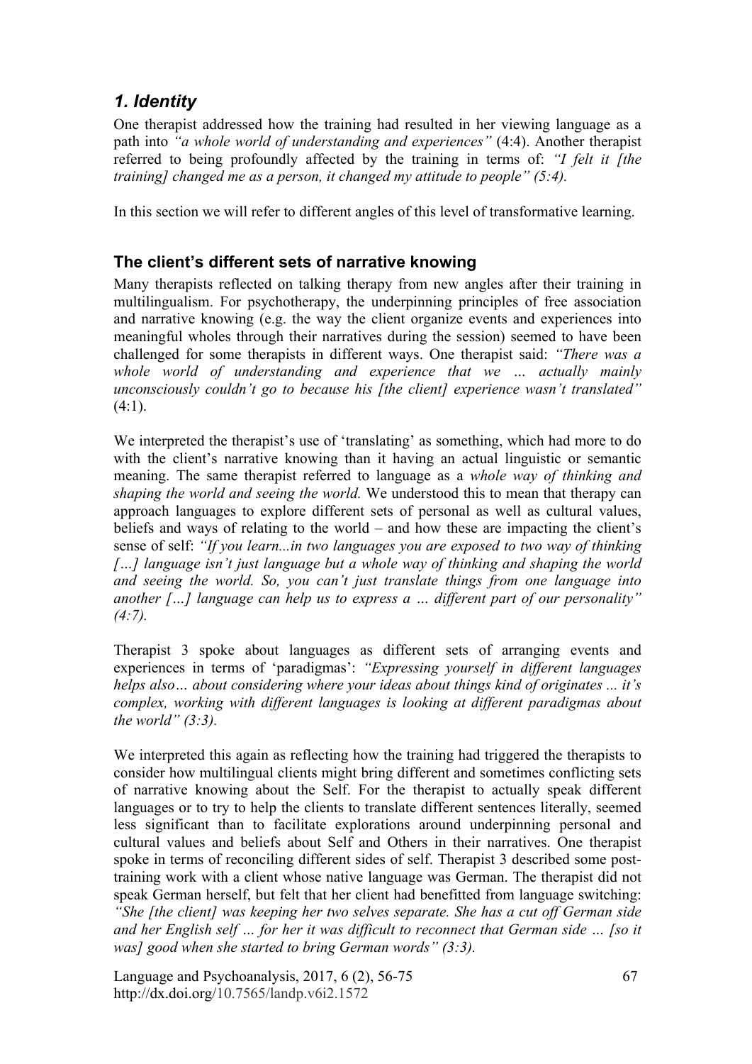## *1. Identity*

One therapist addressed how the training had resulted in her viewing language as a path into *"a whole world of understanding and experiences"* (4:4). Another therapist referred to being profoundly affected by the training in terms of: *"I felt it [the training] changed me as a person, it changed my attitude to people" (5:4).*

In this section we will refer to different angles of this level of transformative learning.

### The client's different sets of narrative knowing

Many therapists reflected on talking therapy from new angles after their training in multilingualism. For psychotherapy, the underpinning principles of free association and narrative knowing (e.g. the way the client organize events and experiences into meaningful wholes through their narratives during the session) seemed to have been challenged for some therapists in different ways. One therapist said: *"There was a whole world of understanding and experience that we … actually mainly unconsciously couldn't go to because his [the client] experience wasn't translated"* (4:1).

We interpreted the therapist's use of 'translating' as something, which had more to do with the client's narrative knowing than it having an actual linguistic or semantic meaning. The same therapist referred to language as a *whole way of thinking and shaping the world and seeing the world.* We understood this to mean that therapy can approach languages to explore different sets of personal as well as cultural values, beliefs and ways of relating to the world – and how these are impacting the client's sense of self: *"If you learn...in two languages you are exposed to two way of thinking […] language isn't just language but a whole way of thinking and shaping the world and seeing the world. So, you can't just translate things from one language into another […] language can help us to express a … different part of our personality" (4:7).*

Therapist 3 spoke about languages as different sets of arranging events and experiences in terms of 'paradigmas': *"Expressing yourself in different languages helps also… about considering where your ideas about things kind of originates ... it's complex, working with different languages is looking at different paradigmas about the world" (3:3).*

We interpreted this again as reflecting how the training had triggered the therapists to consider how multilingual clients might bring different and sometimes conflicting sets of narrative knowing about the Self. For the therapist to actually speak different languages or to try to help the clients to translate different sentences literally, seemed less significant than to facilitate explorations around underpinning personal and cultural values and beliefs about Self and Others in their narratives. One therapist spoke in terms of reconciling different sides of self. Therapist 3 described some post-training work with a client whose native language was German. The therapist did not speak German herself, but felt that her client had benefitted from language switching: *"She [the client] was keeping her two selves separate. She has a cut off German side and her English self … for her it was difficult to reconnect that German side … [so it was] good when she started to bring German words" (3:3).*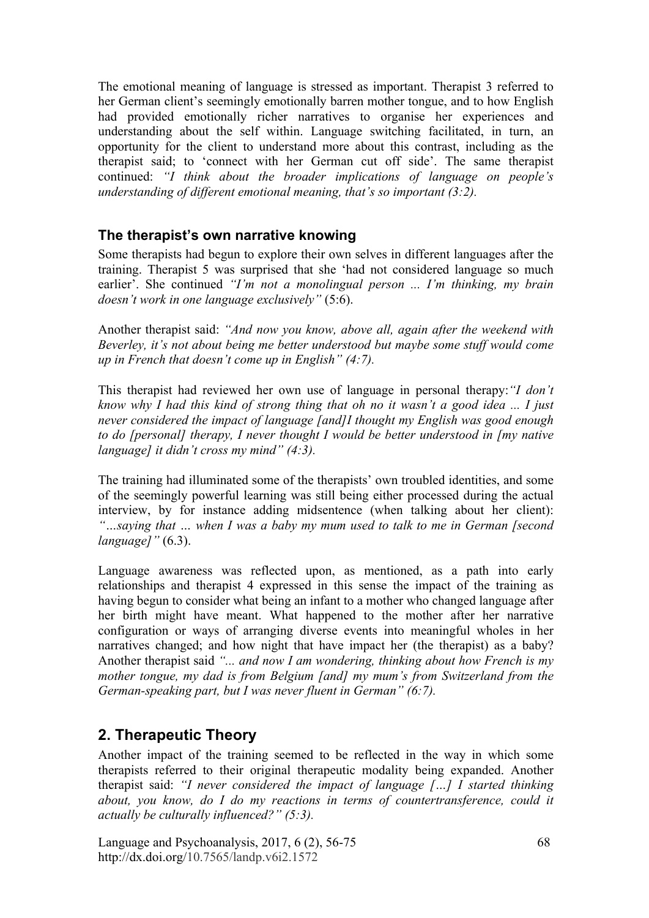The emotional meaning of language is stressed as important. Therapist 3 referred to her German client's seemingly emotionally barren mother tongue, and to how English had provided emotionally richer narratives to organise her experiences and understanding about the self within. Language switching facilitated, in turn, an opportunity for the client to understand more about this contrast, including as the therapist said; to 'connect with her German cut off side'. The same therapist continued: *"I think about the broader implications of language on people's understanding of different emotional meaning, that's so important (3:2).*

### The therapist's own narrative knowing

Some therapists had begun to explore their own selves in different languages after the training. Therapist 5 was surprised that she 'had not considered language so much earlier'. She continued *"I'm not a monolingual person ... I'm thinking, my brain doesn't work in one language exclusively"* (5:6).

Another therapist said: *"And now you know, above all, again after the weekend with Beverley, it's not about being me better understood but maybe some stuff would come up in French that doesn't come up in English" (4:7).*

This therapist had reviewed her own use of language in personal therapy:*"I don't know why I had this kind of strong thing that oh no it wasn't a good idea ... I just never considered the impact of language [and]I thought my English was good enough to do [personal] therapy, I never thought I would be better understood in [my native language] it didn't cross my mind" (4:3).*

The training had illuminated some of the therapists' own troubled identities, and some of the seemingly powerful learning was still being either processed during the actual interview, by for instance adding midsentence (when talking about her client): *"…saying that … when I was a baby my mum used to talk to me in German [second language]"* (6.3).

Language awareness was reflected upon, as mentioned, as a path into early relationships and therapist 4 expressed in this sense the impact of the training as having begun to consider what being an infant to a mother who changed language after her birth might have meant. What happened to the mother after her narrative configuration or ways of arranging diverse events into meaningful wholes in her narratives changed; and how night that have impact her (the therapist) as a baby? Another therapist said *"... and now I am wondering, thinking about how French is my mother tongue, my dad is from Belgium [and] my mum's from Switzerland from the German-speaking part, but I was never fluent in German" (6:7).*

## 2. Therapeutic Theory

Another impact of the training seemed to be reflected in the way in which some therapists referred to their original therapeutic modality being expanded. Another therapist said: *"I never considered the impact of language […] I started thinking about, you know, do I do my reactions in terms of countertransference, could it actually be culturally influenced?" (5:3).*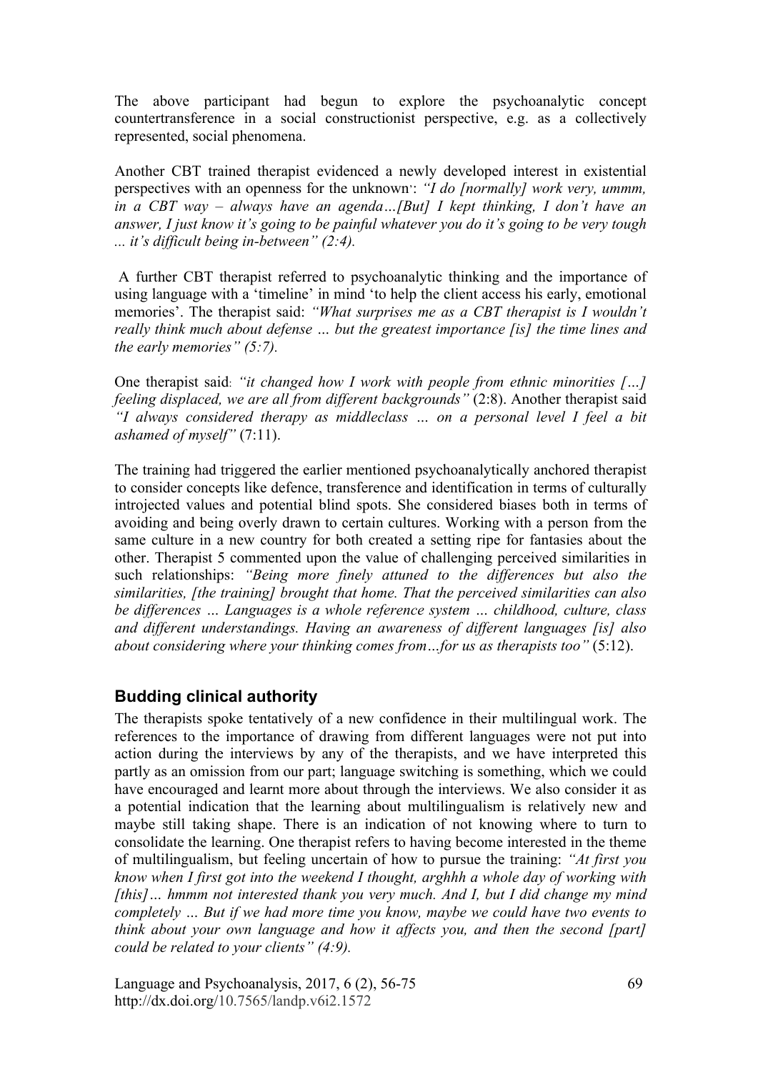The above participant had begun to explore the psychoanalytic concept countertransference in a social constructionist perspective, e.g. as a collectively represented, social phenomena.

Another CBT trained therapist evidenced a newly developed interest in existential perspectives with an openness for the unknown': *"I do [normally] work very, ummm, in a CBT way – always have an agenda…[But] I kept thinking, I don't have an answer, I just know it's going to be painful whatever you do it's going to be very tough ... it's difficult being in-between" (2:4).*

A further CBT therapist referred to psychoanalytic thinking and the importance of using language with a 'timeline' in mind 'to help the client access his early, emotional memories'. The therapist said: *"What surprises me as a CBT therapist is I wouldn't really think much about defense … but the greatest importance [is] the time lines and the early memories" (5:7).*

One therapist said: *"it changed how I work with people from ethnic minorities […] feeling displaced, we are all from different backgrounds"* (2:8). Another therapist said *"I always considered therapy as middleclass … on a personal level I feel a bit ashamed of myself"* (7:11).

The training had triggered the earlier mentioned psychoanalytically anchored therapist to consider concepts like defence, transference and identification in terms of culturally introjected values and potential blind spots. She considered biases both in terms of avoiding and being overly drawn to certain cultures. Working with a person from the same culture in a new country for both created a setting ripe for fantasies about the other. Therapist 5 commented upon the value of challenging perceived similarities in such relationships: *"Being more finely attuned to the differences but also the similarities, [the training] brought that home. That the perceived similarities can also be differences … Languages is a whole reference system … childhood, culture, class and different understandings. Having an awareness of different languages [is] also about considering where your thinking comes from…for us as therapists too"* (5:12).

## Budding clinical authority

The therapists spoke tentatively of a new confidence in their multilingual work. The references to the importance of drawing from different languages were not put into action during the interviews by any of the therapists, and we have interpreted this partly as an omission from our part; language switching is something, which we could have encouraged and learnt more about through the interviews. We also consider it as a potential indication that the learning about multilingualism is relatively new and maybe still taking shape. There is an indication of not knowing where to turn to consolidate the learning. One therapist refers to having become interested in the theme of multilingualism, but feeling uncertain of how to pursue the training: *"At first you know when I first got into the weekend I thought, arghhh a whole day of working with [this]… hmmm not interested thank you very much. And I, but I did change my mind completely … But if we had more time you know, maybe we could have two events to think about your own language and how it affects you, and then the second [part] could be related to your clients" (4:9).*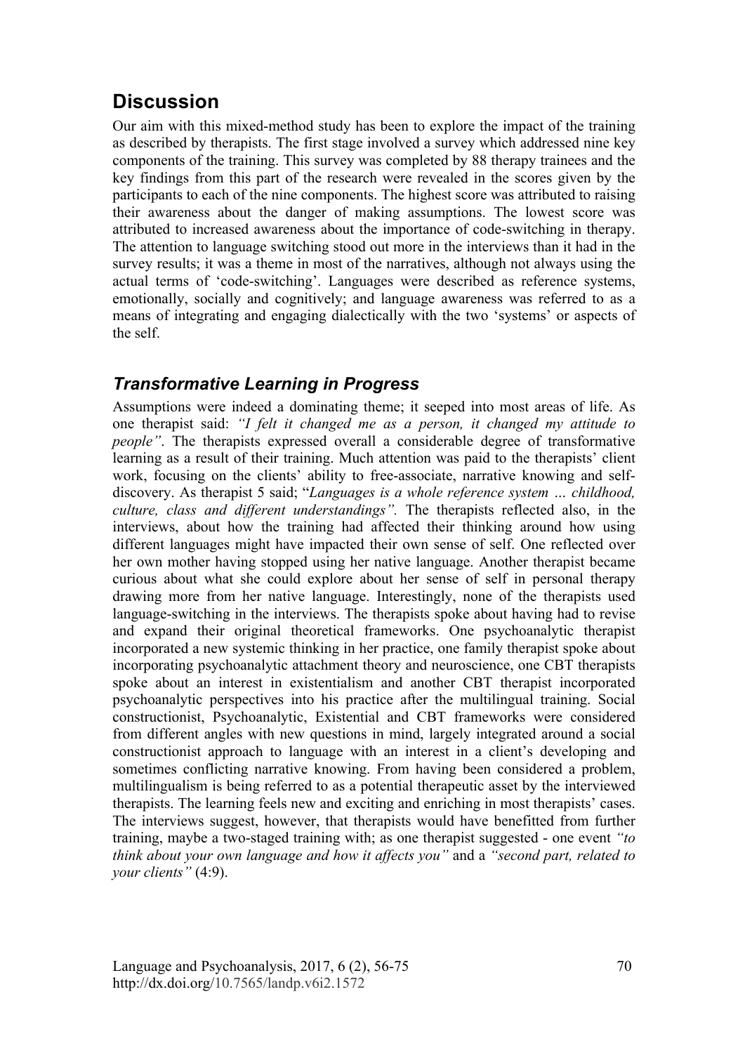## Discussion

Our aim with this mixed-method study has been to explore the impact of the training as described by therapists. The first stage involved a survey which addressed nine key components of the training. This survey was completed by 88 therapy trainees and the key findings from this part of the research were revealed in the scores given by the participants to each of the nine components. The highest score was attributed to raising their awareness about the danger of making assumptions. The lowest score was attributed to increased awareness about the importance of code-switching in therapy. The attention to language switching stood out more in the interviews than it had in the survey results; it was a theme in most of the narratives, although not always using the actual terms of 'code-switching'. Languages were described as reference systems, emotionally, socially and cognitively; and language awareness was referred to as a means of integrating and engaging dialectically with the two 'systems' or aspects of the self.

### *Transformative Learning in Progress*

Assumptions were indeed a dominating theme; it seeped into most areas of life. As one therapist said: *"I felt it changed me as a person, it changed my attitude to people"*. The therapists expressed overall a considerable degree of transformative learning as a result of their training. Much attention was paid to the therapists' client work, focusing on the clients' ability to free-associate, narrative knowing and self-discovery. As therapist 5 said; "*Languages is a whole reference system … childhood, culture, class and different understandings".* The therapists reflected also, in the interviews, about how the training had affected their thinking around how using different languages might have impacted their own sense of self. One reflected over her own mother having stopped using her native language. Another therapist became curious about what she could explore about her sense of self in personal therapy drawing more from her native language. Interestingly, none of the therapists used language-switching in the interviews. The therapists spoke about having had to revise and expand their original theoretical frameworks. One psychoanalytic therapist incorporated a new systemic thinking in her practice, one family therapist spoke about incorporating psychoanalytic attachment theory and neuroscience, one CBT therapists spoke about an interest in existentialism and another CBT therapist incorporated psychoanalytic perspectives into his practice after the multilingual training. Social constructionist, Psychoanalytic, Existential and CBT frameworks were considered from different angles with new questions in mind, largely integrated around a social constructionist approach to language with an interest in a client's developing and sometimes conflicting narrative knowing. From having been considered a problem, multilingualism is being referred to as a potential therapeutic asset by the interviewed therapists. The learning feels new and exciting and enriching in most therapists' cases. The interviews suggest, however, that therapists would have benefitted from further training, maybe a two-staged training with; as one therapist suggested - one event *"to think about your own language and how it affects you"* and a *"second part, related to your clients"* (4:9).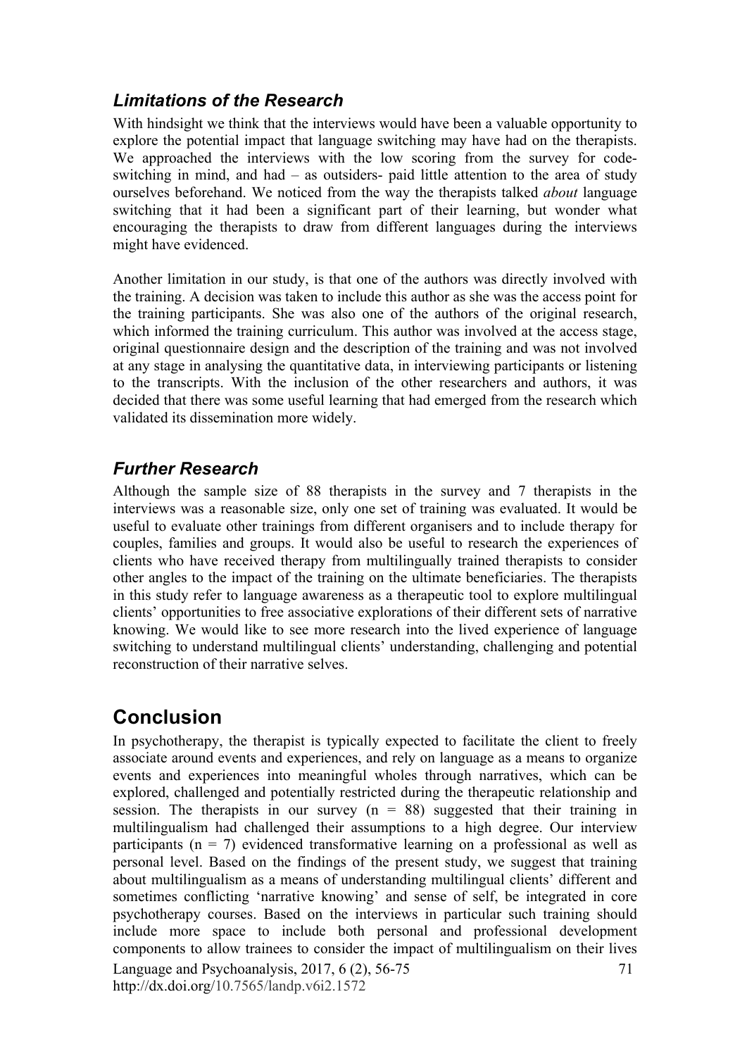### *Limitations of the Research*

With hindsight we think that the interviews would have been a valuable opportunity to explore the potential impact that language switching may have had on the therapists. We approached the interviews with the low scoring from the survey for code-switching in mind, and had – as outsiders- paid little attention to the area of study ourselves beforehand. We noticed from the way the therapists talked *about* language switching that it had been a significant part of their learning, but wonder what encouraging the therapists to draw from different languages during the interviews might have evidenced.

Another limitation in our study, is that one of the authors was directly involved with the training. A decision was taken to include this author as she was the access point for the training participants. She was also one of the authors of the original research, which informed the training curriculum. This author was involved at the access stage, original questionnaire design and the description of the training and was not involved at any stage in analysing the quantitative data, in interviewing participants or listening to the transcripts. With the inclusion of the other researchers and authors, it was decided that there was some useful learning that had emerged from the research which validated its dissemination more widely.

### *Further Research*

Although the sample size of 88 therapists in the survey and 7 therapists in the interviews was a reasonable size, only one set of training was evaluated. It would be useful to evaluate other trainings from different organisers and to include therapy for couples, families and groups. It would also be useful to research the experiences of clients who have received therapy from multilingually trained therapists to consider other angles to the impact of the training on the ultimate beneficiaries. The therapists in this study refer to language awareness as a therapeutic tool to explore multilingual clients' opportunities to free associative explorations of their different sets of narrative knowing. We would like to see more research into the lived experience of language switching to understand multilingual clients' understanding, challenging and potential reconstruction of their narrative selves.

## Conclusion

In psychotherapy, the therapist is typically expected to facilitate the client to freely associate around events and experiences, and rely on language as a means to organize events and experiences into meaningful wholes through narratives, which can be explored, challenged and potentially restricted during the therapeutic relationship and session. The therapists in our survey ($n = 88$) suggested that their training in multilingualism had challenged their assumptions to a high degree. Our interview participants ($n = 7$) evidenced transformative learning on a professional as well as personal level. Based on the findings of the present study, we suggest that training about multilingualism as a means of understanding multilingual clients' different and sometimes conflicting 'narrative knowing' and sense of self, be integrated in core psychotherapy courses. Based on the interviews in particular such training should include more space to include both personal and professional development components to allow trainees to consider the impact of multilingualism on their lives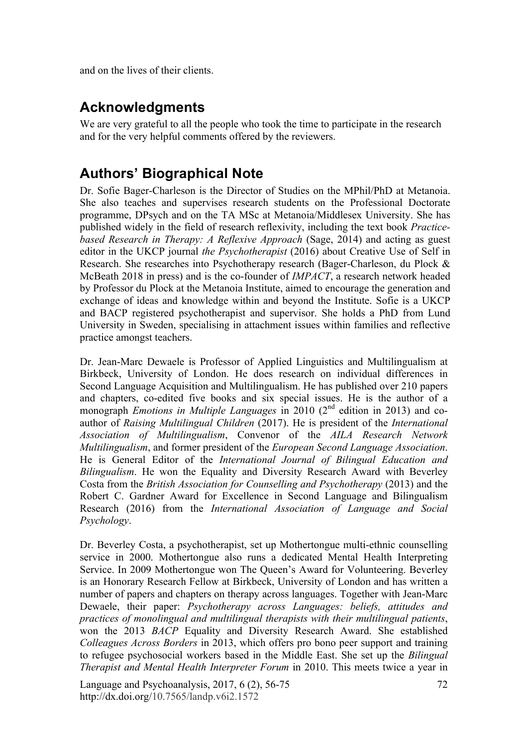and on the lives of their clients.

## Acknowledgments

We are very grateful to all the people who took the time to participate in the research and for the very helpful comments offered by the reviewers.

## Authors' Biographical Note

Dr. Sofie Bager-Charleson is the Director of Studies on the MPhil/PhD at Metanoia. She also teaches and supervises research students on the Professional Doctorate programme, DPsych and on the TA MSc at Metanoia/Middlesex University. She has published widely in the field of research reflexivity, including the text book *Practice-based Research in Therapy: A Reflexive Approach* (Sage, 2014) and acting as guest editor in the UKCP journal *the Psychotherapist* (2016) about Creative Use of Self in Research. She researches into Psychotherapy research (Bager-Charleson, du Plock & McBeath 2018 in press) and is the co-founder of *IMPACT*, a research network headed by Professor du Plock at the Metanoia Institute, aimed to encourage the generation and exchange of ideas and knowledge within and beyond the Institute. Sofie is a UKCP and BACP registered psychotherapist and supervisor. She holds a PhD from Lund University in Sweden, specialising in attachment issues within families and reflective practice amongst teachers.

Dr. Jean-Marc Dewaele is Professor of Applied Linguistics and Multilingualism at Birkbeck, University of London. He does research on individual differences in Second Language Acquisition and Multilingualism. He has published over 210 papers and chapters, co-edited five books and six special issues. He is the author of a monograph *Emotions in Multiple Languages* in 2010 (2nd edition in 2013) and co-author of *Raising Multilingual Children* (2017). He is president of the *International Association of Multilingualism*, Convenor of the *AILA Research Network Multilingualism*, and former president of the *European Second Language Association*. He is General Editor of the *International Journal of Bilingual Education and Bilingualism*. He won the Equality and Diversity Research Award with Beverley Costa from the *British Association for Counselling and Psychotherapy* (2013) and the Robert C. Gardner Award for Excellence in Second Language and Bilingualism Research (2016) from the *International Association of Language and Social Psychology*.

Dr. Beverley Costa, a psychotherapist, set up Mothertongue multi-ethnic counselling service in 2000. Mothertongue also runs a dedicated Mental Health Interpreting Service. In 2009 Mothertongue won The Queen's Award for Volunteering. Beverley is an Honorary Research Fellow at Birkbeck, University of London and has written a number of papers and chapters on therapy across languages. Together with Jean-Marc Dewaele, their paper: *Psychotherapy across Languages: beliefs, attitudes and practices of monolingual and multilingual therapists with their multilingual patients*, won the 2013 *BACP* Equality and Diversity Research Award. She established *Colleagues Across Borders* in 2013, which offers pro bono peer support and training to refugee psychosocial workers based in the Middle East. She set up the *Bilingual Therapist and Mental Health Interpreter Forum* in 2010. This meets twice a year in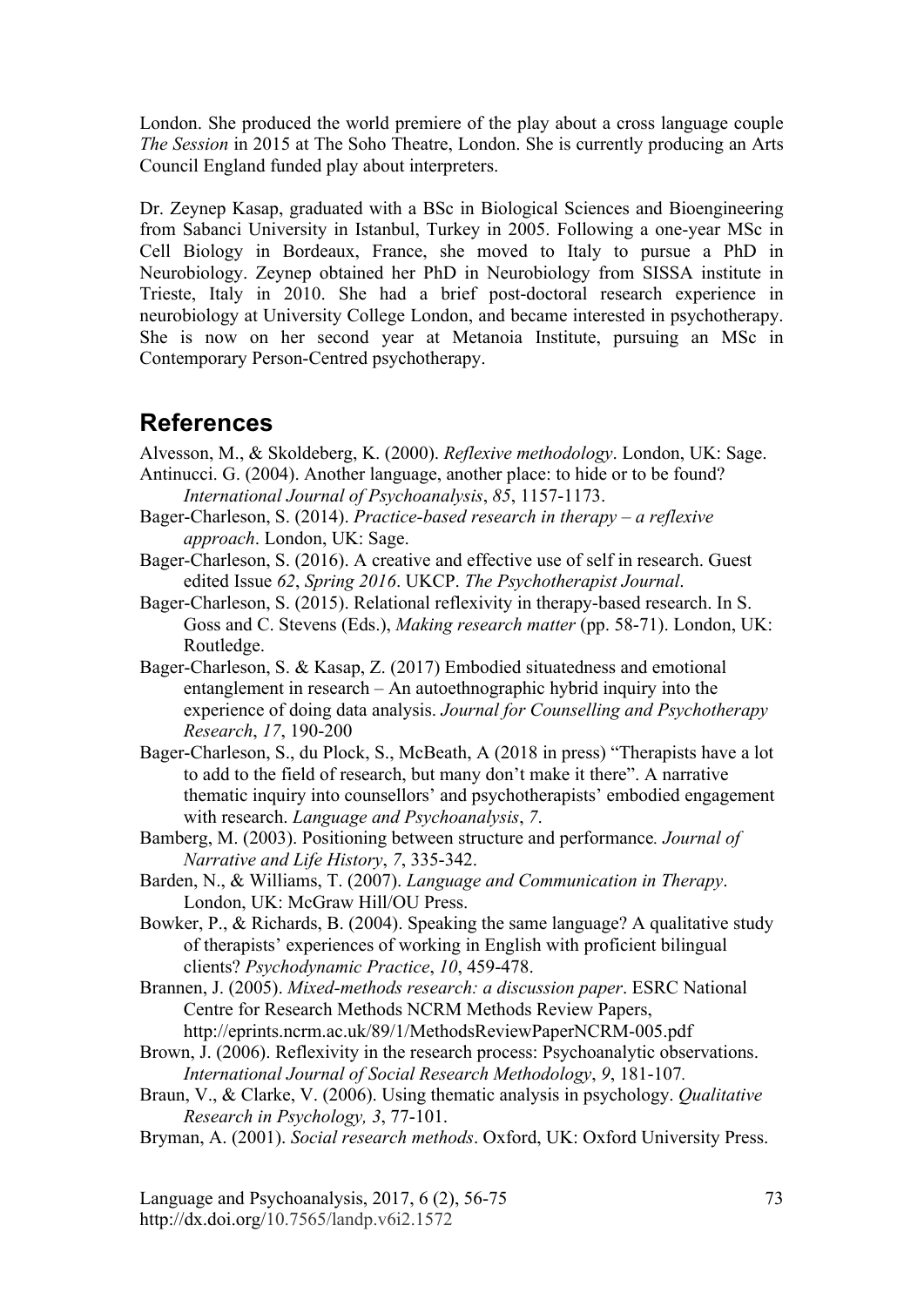London. She produced the world premiere of the play about a cross language couple *The Session* in 2015 at The Soho Theatre, London. She is currently producing an Arts Council England funded play about interpreters.

Dr. Zeynep Kasap, graduated with a BSc in Biological Sciences and Bioengineering from Sabanci University in Istanbul, Turkey in 2005. Following a one-year MSc in Cell Biology in Bordeaux, France, she moved to Italy to pursue a PhD in Neurobiology. Zeynep obtained her PhD in Neurobiology from SISSA institute in Trieste, Italy in 2010. She had a brief post-doctoral research experience in neurobiology at University College London, and became interested in psychotherapy. She is now on her second year at Metanoia Institute, pursuing an MSc in Contemporary Person-Centred psychotherapy.

## References

Alvesson, M., & Skoldeberg, K. (2000). *Reflexive methodology*. London, UK: Sage.

Antinucci. G. (2004). Another language, another place: to hide or to be found? *International Journal of Psychoanalysis*, *85*, 1157-1173.

Bager-Charleson, S. (2014). *Practice-based research in therapy – a reflexive approach*. London, UK: Sage.

Bager-Charleson, S. (2016). A creative and effective use of self in research. Guest edited Issue *62*, *Spring 2016*. UKCP. *The Psychotherapist Journal*.

Bager-Charleson, S. (2015). Relational reflexivity in therapy-based research. In S. Goss and C. Stevens (Eds.), *Making research matter* (pp. 58-71). London, UK: Routledge.

Bager-Charleson, S. & Kasap, Z. (2017) Embodied situatedness and emotional entanglement in research – An autoethnographic hybrid inquiry into the experience of doing data analysis. *Journal for Counselling and Psychotherapy Research*, *17*, 190-200

Bager-Charleson, S., du Plock, S., McBeath, A (2018 in press) "Therapists have a lot to add to the field of research, but many don't make it there". A narrative thematic inquiry into counsellors' and psychotherapists' embodied engagement with research. *Language and Psychoanalysis*, *7*.

Bamberg, M. (2003). Positioning between structure and performance*. Journal of Narrative and Life History*, *7*, 335-342.

Barden, N., & Williams, T. (2007). *Language and Communication in Therapy*. London, UK: McGraw Hill/OU Press.

Bowker, P., & Richards, B. (2004). Speaking the same language? A qualitative study of therapists' experiences of working in English with proficient bilingual clients? *Psychodynamic Practice*, *10*, 459-478.

Brannen, J. (2005). *Mixed-methods research: a discussion paper*. ESRC National Centre for Research Methods NCRM Methods Review Papers, http://eprints.ncrm.ac.uk/89/1/MethodsReviewPaperNCRM-005.pdf

Brown, J. (2006). Reflexivity in the research process: Psychoanalytic observations. *International Journal of Social Research Methodology*, *9*, 181-107*.*

Braun, V., & Clarke, V. (2006). Using thematic analysis in psychology. *Qualitative Research in Psychology, 3*, 77-101.

Bryman, A. (2001). *Social research methods*. Oxford, UK: Oxford University Press.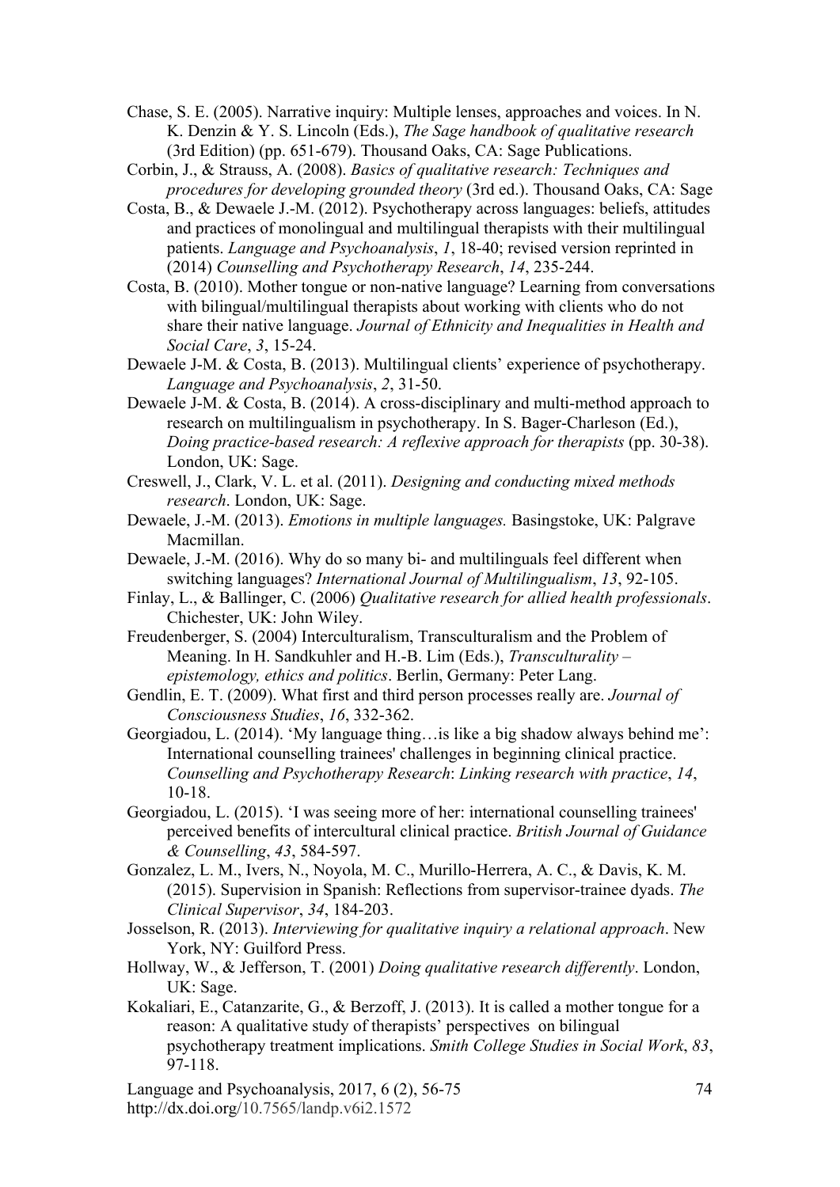Chase, S. E. (2005). Narrative inquiry: Multiple lenses, approaches and voices. In N. K. Denzin & Y. S. Lincoln (Eds.), *The Sage handbook of qualitative research* (3rd Edition) (pp. 651-679). Thousand Oaks, CA: Sage Publications.

Corbin, J., & Strauss, A. (2008). *Basics of qualitative research: Techniques and procedures for developing grounded theory* (3rd ed.). Thousand Oaks, CA: Sage

Costa, B., & Dewaele J.-M. (2012). Psychotherapy across languages: beliefs, attitudes and practices of monolingual and multilingual therapists with their multilingual patients. *Language and Psychoanalysis*, *1*, 18-40; revised version reprinted in (2014) *Counselling and Psychotherapy Research*, *14*, 235-244.

Costa, B. (2010). Mother tongue or non-native language? Learning from conversations with bilingual/multilingual therapists about working with clients who do not share their native language. *Journal of Ethnicity and Inequalities in Health and Social Care*, *3*, 15-24.

Dewaele J-M. & Costa, B. (2013). Multilingual clients' experience of psychotherapy. *Language and Psychoanalysis*, *2*, 31-50.

Dewaele J-M. & Costa, B. (2014). A cross-disciplinary and multi-method approach to research on multilingualism in psychotherapy. In S. Bager-Charleson (Ed.), *Doing practice-based research: A reflexive approach for therapists* (pp. 30-38). London, UK: Sage.

Creswell, J., Clark, V. L. et al. (2011). *Designing and conducting mixed methods research*. London, UK: Sage.

Dewaele, J.-M. (2013). *Emotions in multiple languages.* Basingstoke, UK: Palgrave Macmillan.

Dewaele, J.-M. (2016). Why do so many bi- and multilinguals feel different when switching languages? *International Journal of Multilingualism*, *13*, 92-105.

Finlay, L., & Ballinger, C. (2006) *Qualitative research for allied health professionals*. Chichester, UK: John Wiley.

Freudenberger, S. (2004) Interculturalism, Transculturalism and the Problem of Meaning. In H. Sandkuhler and H.-B. Lim (Eds.), *Transculturality – epistemology, ethics and politics*. Berlin, Germany: Peter Lang.

Gendlin, E. T. (2009). What first and third person processes really are. *Journal of Consciousness Studies*, *16*, 332-362.

Georgiadou, L. (2014). 'My language thing…is like a big shadow always behind me': International counselling trainees' challenges in beginning clinical practice. *Counselling and Psychotherapy Research*: *Linking research with practice*, *14*, 10-18.

Georgiadou, L. (2015). 'I was seeing more of her: international counselling trainees' perceived benefits of intercultural clinical practice. *British Journal of Guidance & Counselling*, *43*, 584-597.

Gonzalez, L. M., Ivers, N., Noyola, M. C., Murillo-Herrera, A. C., & Davis, K. M. (2015). Supervision in Spanish: Reflections from supervisor-trainee dyads. *The Clinical Supervisor*, *34*, 184-203.

Josselson, R. (2013). *Interviewing for qualitative inquiry a relational approach*. New York, NY: Guilford Press.

Hollway, W., & Jefferson, T. (2001) *Doing qualitative research differently*. London, UK: Sage.

Kokaliari, E., Catanzarite, G., & Berzoff, J. (2013). It is called a mother tongue for a reason: A qualitative study of therapists' perspectives on bilingual psychotherapy treatment implications. *Smith College Studies in Social Work*, *83*, 97-118.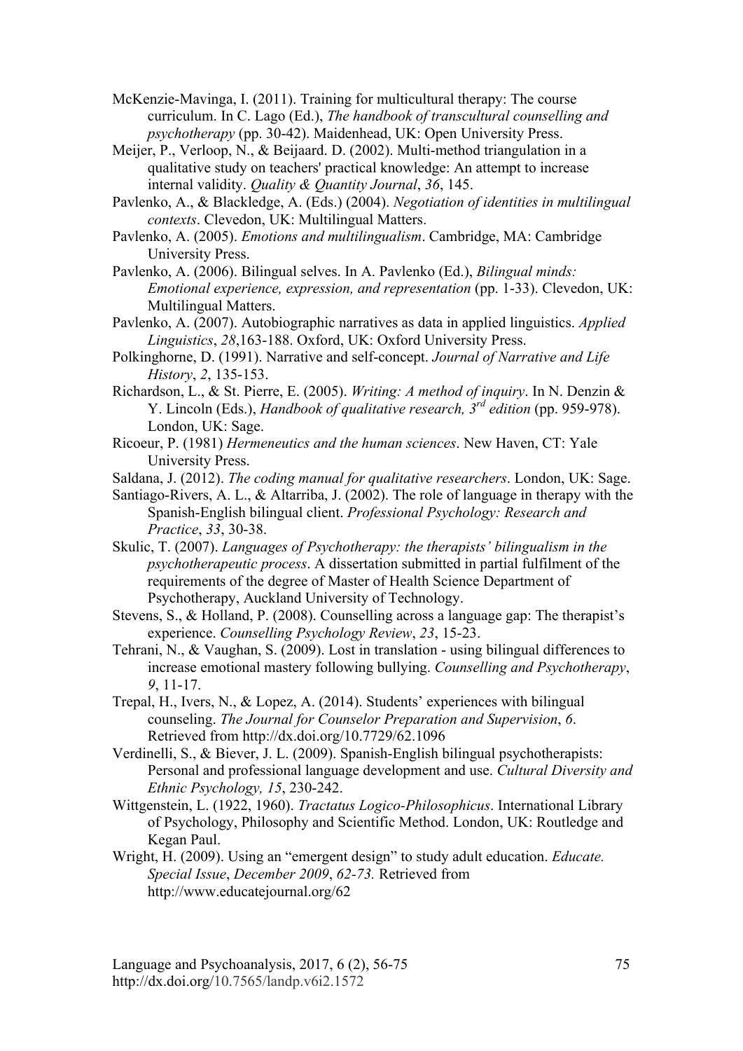McKenzie-Mavinga, I. (2011). Training for multicultural therapy: The course curriculum. In C. Lago (Ed.), *The handbook of transcultural counselling and psychotherapy* (pp. 30-42). Maidenhead, UK: Open University Press.

Meijer, P., Verloop, N., & Beijaard. D. (2002). Multi-method triangulation in a qualitative study on teachers' practical knowledge: An attempt to increase internal validity. *Quality & Quantity Journal*, *36*, 145.

Pavlenko, A., & Blackledge, A. (Eds.) (2004). *Negotiation of identities in multilingual contexts*. Clevedon, UK: Multilingual Matters.

Pavlenko, A. (2005). *Emotions and multilingualism*. Cambridge, MA: Cambridge University Press.

Pavlenko, A. (2006). Bilingual selves. In A. Pavlenko (Ed.), *Bilingual minds: Emotional experience, expression, and representation* (pp. 1-33). Clevedon, UK: Multilingual Matters.

Pavlenko, A. (2007). Autobiographic narratives as data in applied linguistics. *Applied Linguistics*, *28*,163-188. Oxford, UK: Oxford University Press.

Polkinghorne, D. (1991). Narrative and self-concept. *Journal of Narrative and Life History*, *2*, 135-153.

Richardson, L., & St. Pierre, E. (2005). *Writing: A method of inquiry*. In N. Denzin & Y. Lincoln (Eds.), *Handbook of qualitative research, 3rd edition* (pp. 959-978). London, UK: Sage.

Ricoeur, P. (1981) *Hermeneutics and the human sciences*. New Haven, CT: Yale University Press.

Saldana, J. (2012). *The coding manual for qualitative researchers*. London, UK: Sage.

Santiago-Rivers, A. L., & Altarriba, J. (2002). The role of language in therapy with the Spanish-English bilingual client. *Professional Psychology: Research and Practice*, *33*, 30-38.

Skulic, T. (2007). *Languages of Psychotherapy: the therapists' bilingualism in the psychotherapeutic process*. A dissertation submitted in partial fulfilment of the requirements of the degree of Master of Health Science Department of Psychotherapy, Auckland University of Technology.

Stevens, S., & Holland, P. (2008). Counselling across a language gap: The therapist's experience. *Counselling Psychology Review*, *23*, 15-23.

Tehrani, N., & Vaughan, S. (2009). Lost in translation - using bilingual differences to increase emotional mastery following bullying. *Counselling and Psychotherapy*, *9*, 11-17.

Trepal, H., Ivers, N., & Lopez, A. (2014). Students' experiences with bilingual counseling. *The Journal for Counselor Preparation and Supervision*, *6*. Retrieved from http://dx.doi.org/10.7729/62.1096

Verdinelli, S., & Biever, J. L. (2009). Spanish-English bilingual psychotherapists: Personal and professional language development and use. *Cultural Diversity and Ethnic Psychology, 15*, 230-242.

Wittgenstein, L. (1922, 1960). *Tractatus Logico-Philosophicus*. International Library of Psychology, Philosophy and Scientific Method. London, UK: Routledge and Kegan Paul.

Wright, H. (2009). Using an "emergent design" to study adult education. *Educate. Special Issue*, *December 2009*, *62-73.* Retrieved from http://www.educatejournal.org/62